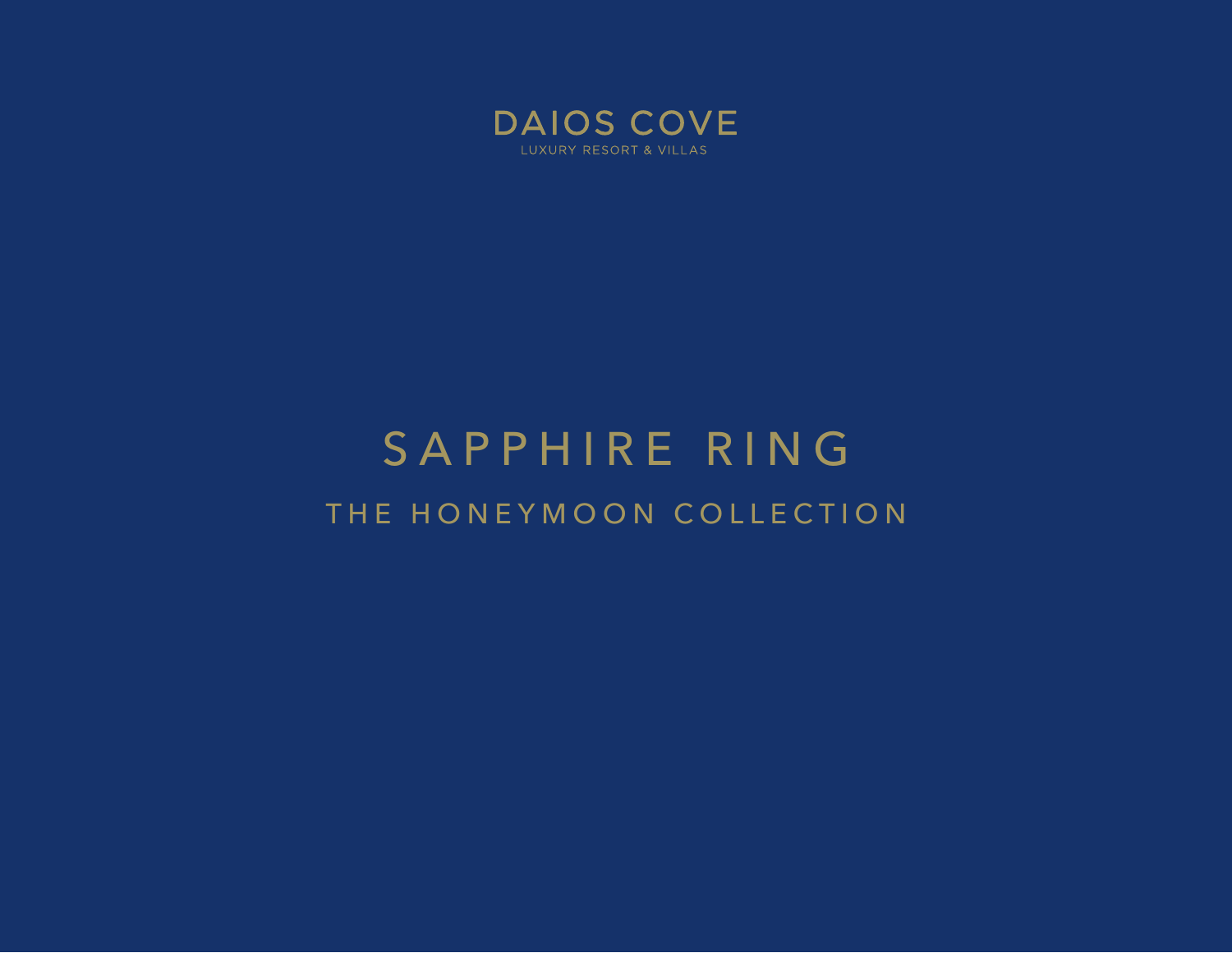DAIOS COVE

LUXURY RESORT & VILLAS

# SAPPHIRE RING

## THE HONEYMOON COLLECTION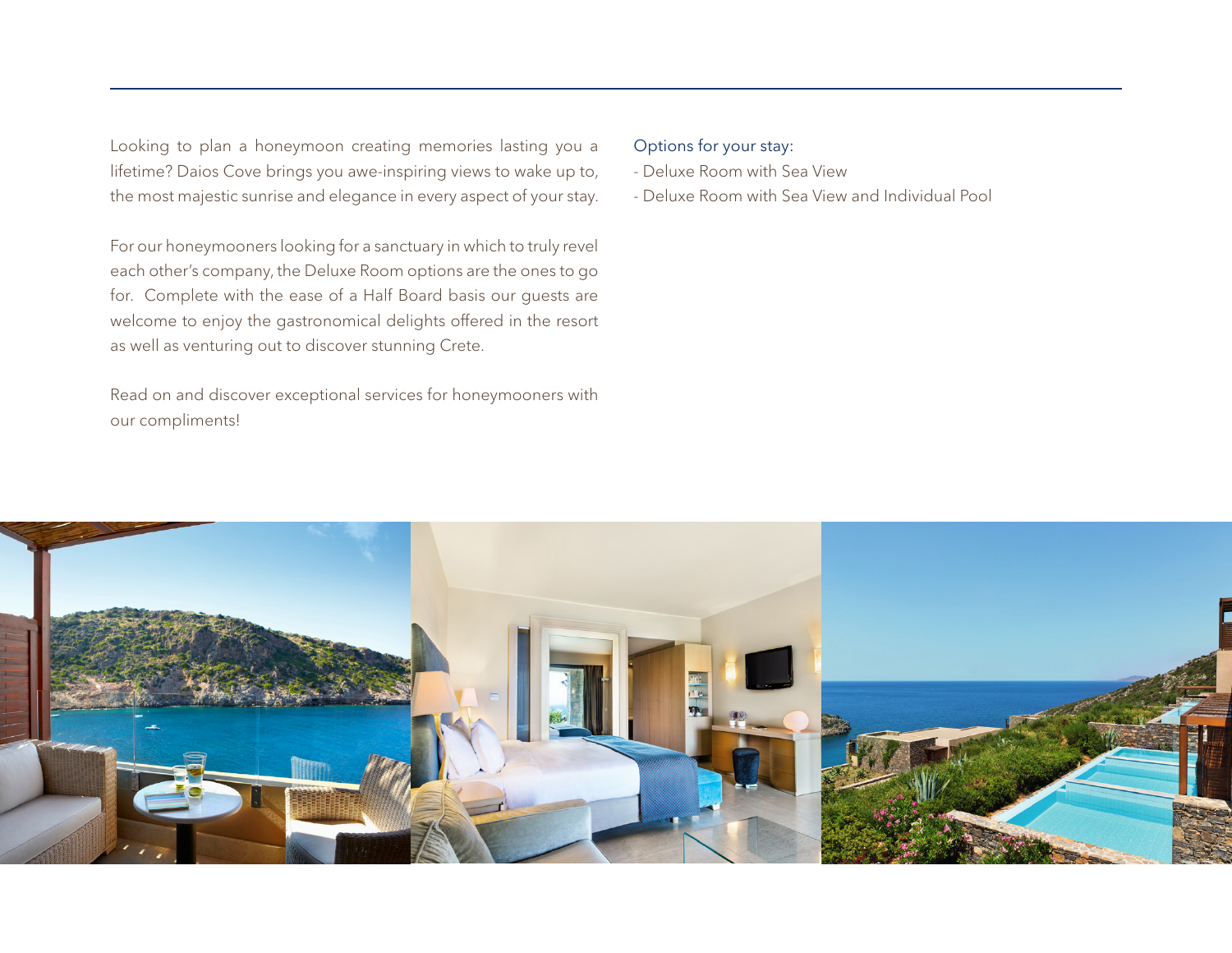Looking to plan a honeymoon creating memories lasting you a lifetime? Daios Cove brings you awe-inspiring views to wake up to, the most majestic sunrise and elegance in every aspect of your stay.

For our honeymooners looking for a sanctuary in which to truly revel each other's company, the Deluxe Room options are the ones to go for. Complete with the ease of a Half Board basis our guests are welcome to enjoy the gastronomical delights offered in the resort as well as venturing out to discover stunning Crete.

Read on and discover exceptional services for honeymooners with our compliments!

Options for your stay:

- Deluxe Room with Sea View
- Deluxe Room with Sea View and Individual Pool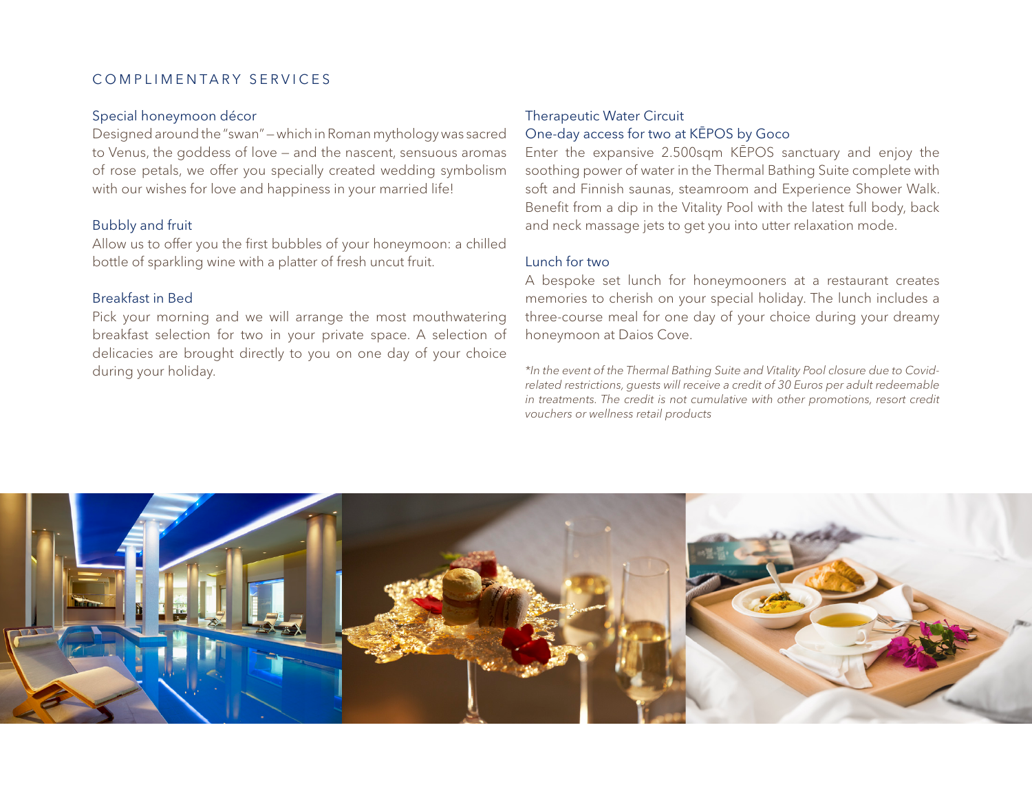## COMPLIMENTARY SERVICES

### Special honeymoon décor

Designed around the "swan" – which in Roman mythology was sacred to Venus, the goddess of love – and the nascent, sensuous aromas of rose petals, we offer you specially created wedding symbolism with our wishes for love and happiness in your married life!

### Bubbly and fruit

Allow us to offer you the first bubbles of your honeymoon: a chilled bottle of sparkling wine with a platter of fresh uncut fruit.

### Breakfast in Bed

Pick your morning and we will arrange the most mouthwatering breakfast selection for two in your private space. A selection of delicacies are brought directly to you on one day of your choice during your holiday.

### Therapeutic Water Circuit
### One-day access for two at KĒPOS by Goco

Enter the expansive 2.500sqm KĒPOS sanctuary and enjoy the soothing power of water in the Thermal Bathing Suite complete with soft and Finnish saunas, steamroom and Experience Shower Walk. Benefit from a dip in the Vitality Pool with the latest full body, back and neck massage jets to get you into utter relaxation mode.

### Lunch for two

A bespoke set lunch for honeymooners at a restaurant creates memories to cherish on your special holiday. The lunch includes a three-course meal for one day of your choice during your dreamy honeymoon at Daios Cove.

*\*In the event of the Thermal Bathing Suite and Vitality Pool closure due to Covid-related restrictions, guests will receive a credit of 30 Euros per adult redeemable in treatments. The credit is not cumulative with other promotions, resort credit vouchers or wellness retail products*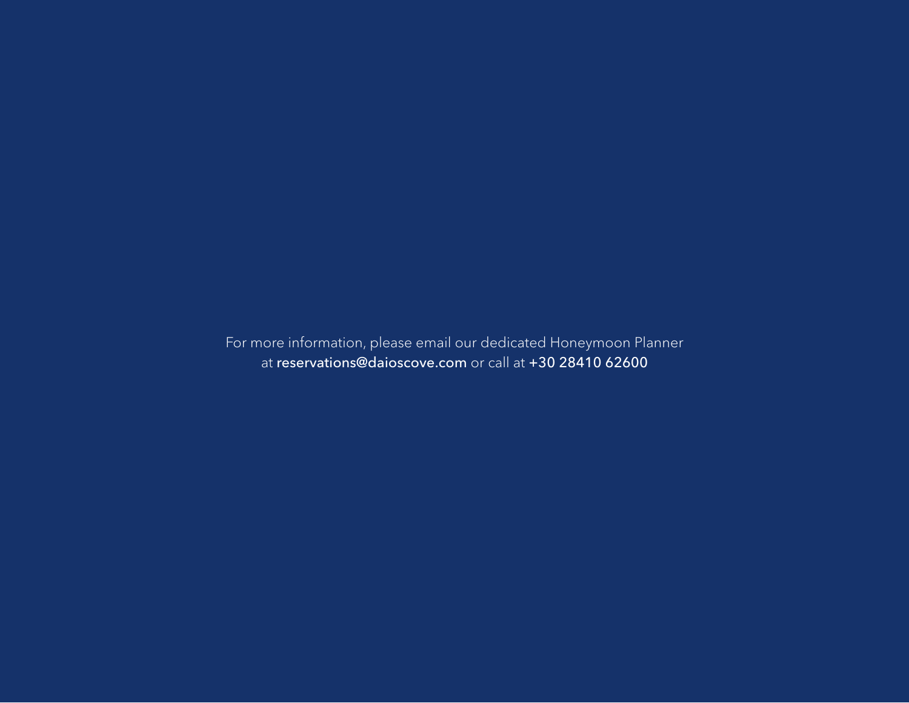For more information, please email our dedicated Honeymoon Planner at reservations@daioscove.com or call at +30 28410 62600